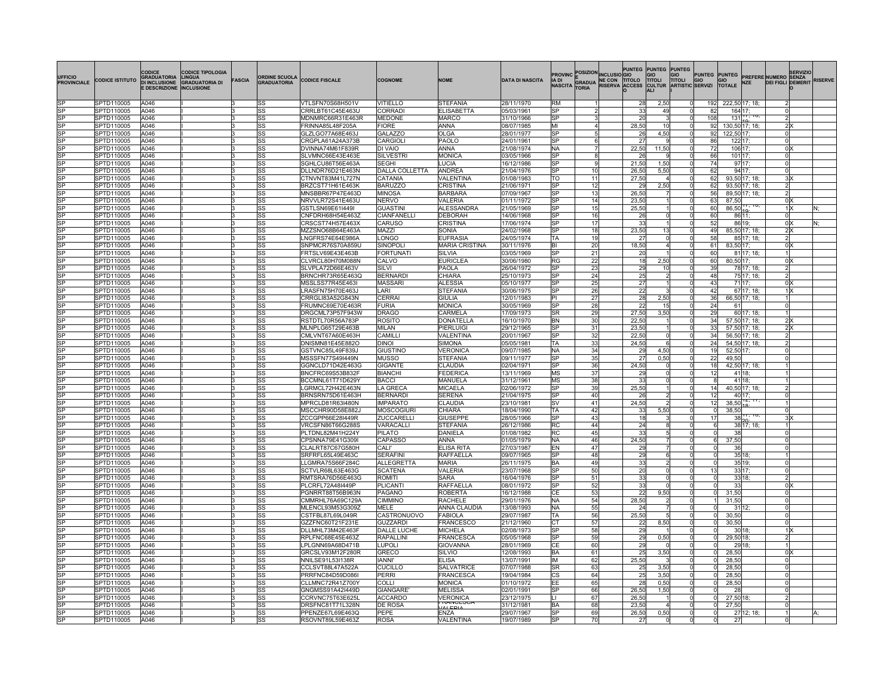| UFFICIO PROVINCIALE | CODICE ISTITUTO | CODICE GRADUATORIA DI INCLUSIONE E DESCRIZIONE | CODICE TIPOLOGIA LINGUA GRADUATORIA DI INCLUSIONE | FASCIA | ORDINE SCUOLA GRADUATORIA | CODICE FISCALE | COGNOME | NOME | DATA DI NASCITA | PROVINCIA DI NASCITA | POSIZIONE GRADUATORIA | INCLUSIONE CON RISERVA | PUNTEGGIO TITOLO ACCESSO | PUNTEGGIO TITOLI CULTURALI | PUNTEGGIO TITOLI ARTISTICI | PUNTEGGIO SERVIZI | PUNTEGGIO TOTALE | PREFERENZE | NUMERO DEI FIGLI | SERVIZIO SENZA DEMERITO | RISERVE |
|---|---|---|---|---|---|---|---|---|---|---|---|---|---|---|---|---|---|---|---|---|---|
| SP | SPTD110005 | A046 | I | 3 | SS | VTLSFN70S68H501V | VITIELLO | STEFANIA | 28/11/1970 | RM | 1 | | 28 | 2,50 | 0 | 192 | 222,50 | 17; 18; | 2 | | |
| SP | SPTD110005 | A046 | I | 3 | SS | CRRLBT61C45E463U | CORRADI | ELISABETTA | 05/03/1961 | SP | 2 | | 33 | 49 | 0 | 82 | 164 | 17; | 0 | | |
| SP | SPTD110005 | A046 | I | 3 | SS | MDNMRC66R31E463R | MEDONE | MARCO | 31/10/1966 | SP | 3 | | 20 | 3 | 0 | 108 | 131 | 17; 18; 19; | 2 | | |
| SP | SPTD110005 | A046 | I | 3 | SS | FRINNA85L48F205A | FIORE | ANNA | 08/07/1985 | MI | 4 | | 28,50 | 10 | 0 | 92 | 130,50 | 17; 18; | 2 | X | |
| SP | SPTD110005 | A046 | I | 3 | SS | GLZLGO77A68E463J | GALAZZO | OLGA | 28/01/1977 | SP | 5 | | 26 | 4,50 | 0 | 92 | 122,50 | 17; | 0 | | |
| SP | SPTD110005 | A046 | I | 3 | SS | CRGPLA61A24A373B | CARGIOLI | PAOLO | 24/01/1961 | SP | 6 | | 27 | 9 | 0 | 86 | 122 | 17; | 0 | | |
| SP | SPTD110005 | A046 | I | 3 | SS | DVINNA74M61F839R | DI VAIO | ANNA | 21/08/1974 | NA | 7 | | 22,50 | 11,50 | 0 | 72 | 106 | 17; | 0 | X | |
| SP | SPTD110005 | A046 | I | 3 | SS | SLVMNC66E43E463E | SILVESTRI | MONICA | 03/05/1966 | SP | 8 | | 26 | 9 | 0 | 66 | 101 | 17; | 0 | | |
| SP | SPTD110005 | A046 | I | 3 | SS | SGHLCU86T56E463A | SEGHI | LUCIA | 16/12/1986 | SP | 9 | | 21,50 | 1,50 | 0 | 74 | 97 | 17; | 0 | | |
| SP | SPTD110005 | A046 | I | 3 | SS | DLLNDR76D21E463N | DALLA COLLETTA | ANDREA | 21/04/1976 | SP | 10 | | 26,50 | 5,50 | 0 | 62 | 94 | 17; | 0 | | |
| SP | SPTD110005 | A046 | I | 3 | SS | CTNVNT83M41L727N | CATANIA | VALENTINA | 01/08/1983 | TO | 11 | | 27,50 | 4 | 0 | 62 | 93,50 | 17; 18; | 3 | X | |
| SP | SPTD110005 | A046 | I | 3 | SS | BRZCST71H61E463K | BARUZZO | CRISTINA | 21/06/1971 | SP | 12 | | 29 | 2,50 | 0 | 62 | 93,50 | 17; 18; | 2 | | |
| SP | SPTD110005 | A046 | I | 3 | SS | MNSBBR67P47E463D | MINOSA | BARBARA | 07/09/1967 | SP | 13 | | 26,50 | 7 | 0 | 56 | 89,50 | 17; 18; | 2 | | |
| SP | SPTD110005 | A046 | I | 3 | SS | NRVVLR72S41E463U | NERVO | VALERIA | 01/11/1972 | SP | 14 | | 23,50 | 1 | 0 | 63 | 87,50 | | 0 | X | |
| SP | SPTD110005 | A046 | I | 3 | SS | GSTLSN69E61I449I | GUASTINI | ALESSANDRA | 21/05/1969 | SP | 15 | | 25,50 | 1 | 0 | 60 | 86,50 | 17; 18; 19; | 1 | X | N; |
| SP | SPTD110005 | A046 | I | 3 | SS | CNFDRH68H54E463Z | CIANFANELLI | DEBORAH | 14/06/1968 | SP | 16 | | 26 | 0 | 0 | 60 | 86 | 11; | 0 | | |
| SP | SPTD110005 | A046 | I | 3 | SS | CRSCST74H57E463X | CARUSO | CRISTINA | 17/06/1974 | SP | 17 | | 33 | 1 | 0 | 52 | 86 | 19; | 0 | X | N; |
| SP | SPTD110005 | A046 | I | 3 | SS | MZZSNO68B64E463A | MAZZI | SONIA | 24/02/1968 | SP | 18 | | 23,50 | 13 | 0 | 49 | 85,50 | 17; 18; | 2 | X | |
| SP | SPTD110005 | A046 | I | 3 | SS | LNGFRS74E64E986A | LONGO | EUFRASIA | 24/05/1974 | TA | 19 | | 27 | 0 | 0 | 58 | 85 | 17; 18; | 2 | | |
| SP | SPTD110005 | A046 | I | 3 | SS | SNPMCR76S70A859U | SINOPOLI | MARIA CRISTINA | 30/11/1976 | BI | 20 | | 18,50 | 4 | 0 | 61 | 83,50 | 17; | 0 | X | |
| SP | SPTD110005 | A046 | I | 3 | SS | FRTSLV69E43E463B | FORTUNATI | SILVIA | 03/05/1969 | SP | 21 | | 20 | 1 | 0 | 60 | 81 | 17; 18; | 1 | | |
| SP | SPTD110005 | A046 | I | 3 | SS | CLVRCL80H70M088N | CALVO | EURICLEA | 30/06/1980 | RG | 22 | | 18 | 2,50 | 0 | 60 | 80,50 | 17; | 0 | X | |
| SP | SPTD110005 | A046 | I | 3 | SS | SLVPLA72D66E463V | SILVI | PAOLA | 26/04/1972 | SP | 23 | | 29 | 10 | 0 | 39 | 78 | 17; 18; | 2 | | |
| SP | SPTD110005 | A046 | I | 3 | SS | BRNCHR73R65E463Q | BERNARDI | CHIARA | 25/10/1973 | SP | 24 | | 25 | 2 | 0 | 48 | 75 | 17; 18; | 2 | | |
| SP | SPTD110005 | A046 | I | 3 | SS | MSSLSS77R45E463I | MASSARI | ALESSIA | 05/10/1977 | SP | 25 | | 27 | 1 | 0 | 43 | 71 | 17; | 0 | X | |
| SP | SPTD110005 | A046 | I | 3 | SS | LRASFN75H70E463J | LARI | STEFANIA | 30/06/1975 | SP | 26 | | 22 | 3 | 0 | 42 | 67 | 17; 18; | 1 | X | |
| SP | SPTD110005 | A046 | I | 3 | SS | CRRGLI83A52G843N | CERRAI | GIULIA | 12/01/1983 | PI | 27 | | 28 | 2,50 | 0 | 36 | 66,50 | 17; 18; | 1 | | |
| SP | SPTD110005 | A046 | I | 3 | SS | FRUMNC69E70E463R | FURIA | MONICA | 30/05/1969 | SP | 28 | | 22 | 15 | 0 | 24 | 61 | | 0 | | |
| SP | SPTD110005 | A046 | I | 3 | SS | DRGCML73P57F943W | DRAGO | CARMELA | 17/09/1973 | SR | 29 | | 27,50 | 3,50 | 0 | 29 | 60 | 17; 18; | 1 | | |
| SP | SPTD110005 | A046 | I | 3 | SS | RSTDTL70R56A783P | ROSITO | DONATELLA | 16/10/1970 | BN | 30 | | 22,50 | 1 | 0 | 34 | 57,50 | 17; 18; | 2 | X | |
| SP | SPTD110005 | A046 | I | 3 | SS | MLNPLG65T29E463B | MILAN | PIERLUIGI | 29/12/1965 | SP | 31 | | 23,50 | 1 | 0 | 33 | 57,50 | 17; 18; | 2 | X | |
| SP | SPTD110005 | A046 | I | 3 | SS | CMLVNT67A60E463H | CAMILLI | VALENTINA | 20/01/1967 | SP | 32 | | 22,50 | 0 | 0 | 34 | 56,50 | 17; 18; | 2 | | |
| SP | SPTD110005 | A046 | I | 3 | SS | DNISMN81E45E882O | DINOI | SIMONA | 05/05/1981 | TA | 33 | | 24,50 | 6 | 0 | 24 | 54,50 | 17; 18; | 2 | | |
| SP | SPTD110005 | A046 | I | 3 | SS | GSTVNC85L49F839J | GIUSTINO | VERONICA | 09/07/1985 | NA | 34 | | 29 | 4,50 | 0 | 19 | 52,50 | 17; | 0 | | |
| SP | SPTD110005 | A046 | I | 3 | SS | MSSSFN77S49I449N | MUSSO | STEFANIA | 09/11/1977 | SP | 35 | | 27 | 0,50 | 0 | 22 | 49,50 | | 0 | | |
| SP | SPTD110005 | A046 | I | 3 | SS | GGNCLD71D42E463G | GIGANTE | CLAUDIA | 02/04/1971 | SP | 36 | | 24,50 | 0 | 0 | 18 | 42,50 | 17; 18; | 1 | | |
| SP | SPTD110005 | A046 | I | 3 | SS | BNCFRC69S53B832F | BIANCHI | FEDERICA | 13/11/1969 | MS | 37 | | 29 | 0 | 0 | 12 | 41 | 18; | 1 | | |
| SP | SPTD110005 | A046 | I | 3 | SS | BCCMNL61T71D629Y | BACCI | MANUELA | 31/12/1961 | MS | 38 | | 33 | 0 | 0 | 8 | 41 | 18; | 1 | | |
| SP | SPTD110005 | A046 | I | 3 | SS | LGRMCL72H42E463N | LA GRECA | MICAELA | 02/06/1972 | SP | 39 | | 25,50 | 1 | 0 | 14 | 40,50 | 17; 18; | 2 | | |
| SP | SPTD110005 | A046 | I | 3 | SS | BRNSRN75D61E463H | BERNARDI | SERENA | 21/04/1975 | SP | 40 | | 26 | 2 | 0 | 12 | 40 | 17; | 0 | | |
| SP | SPTD110005 | A046 | I | 3 | SS | MPRCLD81R63I480N | IMPARATO | CLAUDIA | 23/10/1981 | SV | 41 | | 24,50 | 2 | 0 | 12 | 38,50 | 12; 17; 18; | 1 | | |
| SP | SPTD110005 | A046 | I | 3 | SS | MSCCHR90D58E882J | MOSCOGIURI | CHIARA | 18/04/1990 | TA | 42 | | 33 | 5,50 | 0 | 0 | 38,50 | | 0 | | |
| SP | SPTD110005 | A046 | I | 3 | SS | ZCCGPP66E28I449R | ZUCCARELLI | GIUSEPPE | 28/05/1966 | SP | 43 | | 18 | 3 | 0 | 17 | 38 | 17; 18; 20; | 3 | X | |
| SP | SPTD110005 | A046 | I | 3 | SS | VRCSFN86T66G288S | VARACALLI | STEFANIA | 26/12/1986 | RC | 44 | | 24 | 8 | 0 | 6 | 38 | 17; 18; | 1 | | |
| SP | SPTD110005 | A046 | I | 3 | SS | PLTDNL82M41H224Y | PILATO | DANIELA | 01/08/1982 | RC | 45 | | 33 | 5 | 0 | 0 | 38 | | 0 | | |
| SP | SPTD110005 | A046 | I | 3 | SS | CPSNNA79E41G309I | CAPASSO | ANNA | 01/05/1979 | NA | 46 | | 24,50 | 7 | 0 | 6 | 37,50 | | 0 | | |
| SP | SPTD110005 | A046 | I | 3 | SS | CLALRT87C67G580H | CALI' | ELISA RITA | 27/03/1987 | EN | 47 | | 29 | 7 | 0 | 0 | 36 | | 0 | | |
| SP | SPTD110005 | A046 | I | 3 | SS | SRFRFL65L49E463C | SERAFINI | RAFFAELLA | 09/07/1965 | SP | 48 | | 29 | 6 | 0 | 0 | 35 | 18; | 1 | | |
| SP | SPTD110005 | A046 | I | 3 | SS | LLGMRA75S66F284C | ALLEGRETTA | MARIA | 26/11/1975 | BA | 49 | | 33 | 2 | 0 | 0 | 35 | 19; | 0 | | |
| SP | SPTD110005 | A046 | I | 3 | SS | SCTVLR68L63E463G | SCATENA | VALERIA | 23/07/1968 | SP | 50 | | 20 | 0 | 0 | 13 | 33 | 17; | 0 | | |
| SP | SPTD110005 | A046 | I | 3 | SS | RMTSRA76D56E463G | ROMITI | SARA | 16/04/1976 | SP | 51 | | 33 | 0 | 0 | 0 | 33 | 18; | 2 | | |
| SP | SPTD110005 | A046 | I | 3 | SS | PLCRFL72A48I449P | PLICANTI | RAFFAELLA | 08/01/1972 | SP | 52 | | 33 | 0 | 0 | 0 | 33 | | 0 | X | |
| SP | SPTD110005 | A046 | I | 3 | SS | PGNRRT88T56B963N | PAGANO | ROBERTA | 16/12/1988 | CE | 53 | | 22 | 9,50 | 0 | 0 | 31,50 | | 0 | | |
| SP | SPTD110005 | A046 | I | 3 | SS | CMMRHL76A69C129A | CIMMINO | RACHELE | 29/01/1976 | NA | 54 | | 28,50 | 2 | 0 | 1 | 31,50 | | 0 | | |
| SP | SPTD110005 | A046 | I | 3 | SS | MLENCL93M53G309Z | MELE | ANNA CLAUDIA | 13/08/1993 | NA | 55 | | 24 | 7 | 0 | 0 | 31 | 12; | 0 | | |
| SP | SPTD110005 | A046 | I | 3 | SS | CSTFBL87L69L049R | CASTRONUOVO | FABIOLA | 29/07/1987 | TA | 56 | | 25,50 | 5 | 0 | 0 | 30,50 | | 0 | | |
| SP | SPTD110005 | A046 | I | 3 | SS | GZZFNC60T21F231E | GUZZARDI | FRANCESCO | 21/12/1960 | CT | 57 | | 22 | 8,50 | 0 | 0 | 30,50 | | 0 | | |
| SP | SPTD110005 | A046 | I | 3 | SS | DLLMHL73M42E463F | DALLE LUCHE | MICHELA | 02/08/1973 | SP | 58 | | 29 | 1 | 0 | 0 | 30 | 18; | 1 | X | |
| SP | SPTD110005 | A046 | I | 3 | SS | RPLFNC68E45E463Z | RAPALLINI | FRANCESCA | 05/05/1968 | SP | 59 | | 29 | 0,50 | 0 | 0 | 29,50 | 18; | 2 | | |
| SP | SPTD110005 | A046 | I | 3 | SS | LPLGNN69A68D471B | LUPOLI | GIOVANNA | 28/01/1969 | CE | 60 | | 29 | 0 | 0 | 0 | 29 | 18; | 1 | | |
| SP | SPTD110005 | A046 | I | 3 | SS | GRCSLV93M12F280R | GRECO | SILVIO | 12/08/1993 | BA | 61 | | 25 | 3,50 | 0 | 0 | 28,50 | | 0 | X | |
| SP | SPTD110005 | A046 | I | 3 | SS | NNILSE91L53I138R | IANNI' | ELISA | 13/07/1991 | IM | 62 | | 25,50 | 3 | 0 | 0 | 28,50 | | 0 | | |
| SP | SPTD110005 | A046 | I | 3 | SS | CCLSVT88L47A522A | CUCILLO | SALVATRICE | 07/07/1988 | SR | 63 | | 25 | 3,50 | 0 | 0 | 28,50 | | 0 | | |
| SP | SPTD110005 | A046 | I | 3 | SS | PRRFNC84D59D086I | PERRI | FRANCESCA | 19/04/1984 | CS | 64 | | 25 | 3,50 | 0 | 0 | 28,50 | | 0 | | |
| SP | SPTD110005 | A046 | I | 3 | SS | CLLMNC72R41Z700Y | COLLI | MONICA | 01/10/1972 | EE | 65 | | 28 | 0,50 | 0 | 0 | 28,50 | | 0 | | |
| SP | SPTD110005 | A046 | I | 3 | SS | GNGMSS91A42I449D | GIANGARE' | MELISSA | 02/01/1991 | SP | 66 | | 26,50 | 1,50 | 0 | 0 | 28 | | 0 | | |
| SP | SPTD110005 | A046 | I | 3 | SS | CCRVNC75T63E625L | ACCARDO | VERONICA | 23/12/1975 | LI | 67 | | 26,50 | 1 | 0 | 0 | 27,50 | 18; | 2 | | |
| SP | SPTD110005 | A046 | I | 3 | SS | DRSFNC81T71L328N | DE ROSA | FRANCESCA VALERIA | 31/12/1981 | BA | 68 | | 23,50 | 4 | 0 | 0 | 27,50 | | 0 | | |
| SP | SPTD110005 | A046 | I | 3 | SS | PPENZE67L69E463Q | PEPE | ENZA | 29/07/1967 | SP | 69 | | 26,50 | 0,50 | 0 | 0 | 27 | 12; 18; | 1 | | A; |
| SP | SPTD110005 | A046 | I | 3 | SS | RSOVNT89L59E463Z | ROSA | VALENTINA | 19/07/1989 | SP | 70 | | 27 | 0 | 0 | 0 | 27 | | 0 | | |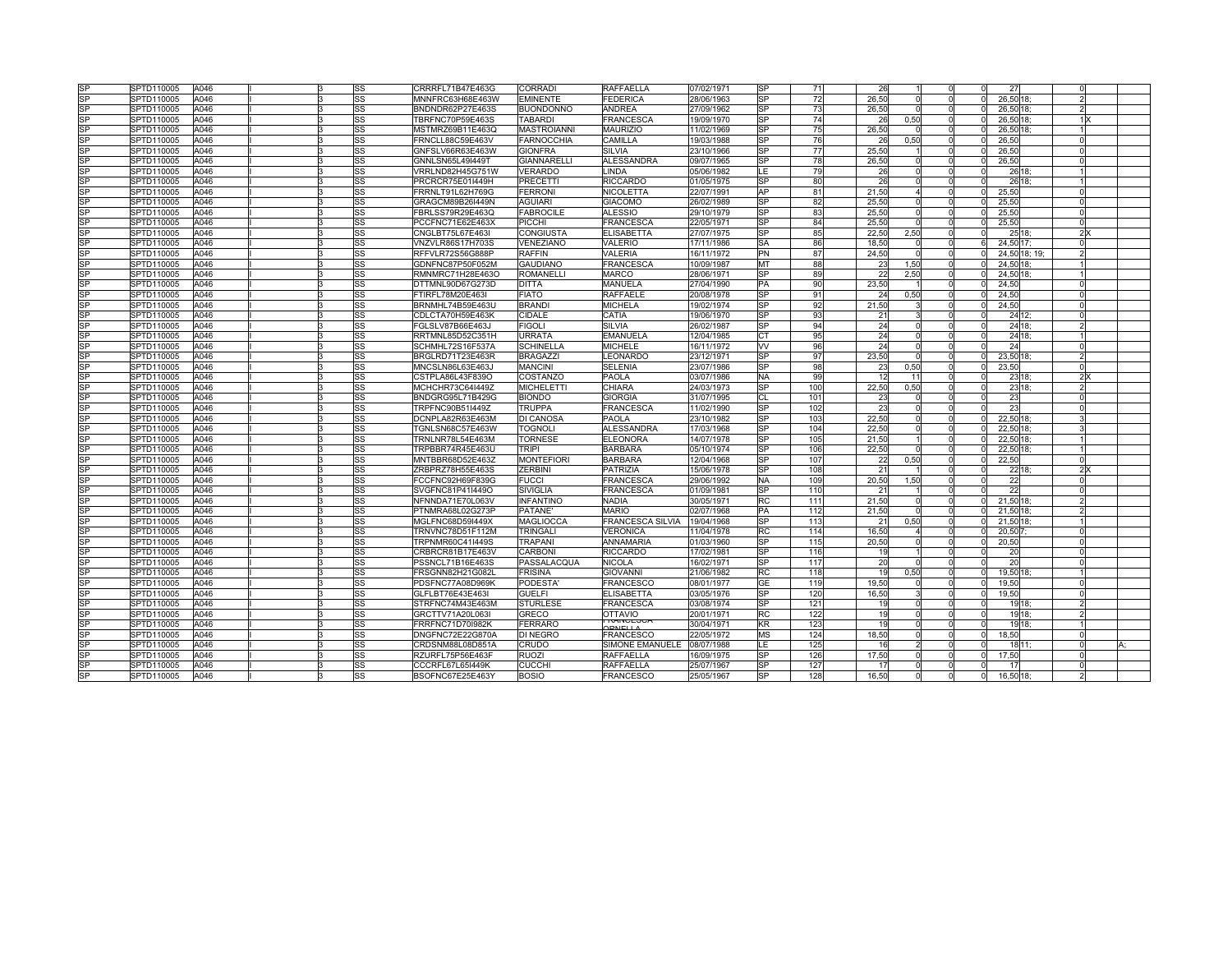| | | | | | | | | | | | | | | | | | | | | |
|---|---|---|---|---|---|---|---|---|---|---|---|---|---|---|---|---|---|---|---|---|
| SP | SPTD110005 | A046 | I | 3 | SS | CRRRFL71B47E463G | CORRADI | RAFFAELLA | 07/02/1971 | SP | 71 | 26 | 1 | 0 | 0 | 27 | | 0 | | |
| SP | SPTD110005 | A046 | I | 3 | SS | MNNFRC63H68E463W | EMINENTE | FEDERICA | 28/06/1963 | SP | 72 | 26,50 | 0 | 0 | 0 | 26,50 | 18; | 2 | | |
| SP | SPTD110005 | A046 | I | 3 | SS | BNDNDR62P27E463S | BUONDONNO | ANDREA | 27/09/1962 | SP | 73 | 26,50 | 0 | 0 | 0 | 26,50 | 18; | 2 | | |
| SP | SPTD110005 | A046 | I | 3 | SS | TBRFNC70P59E463S | TABARDI | FRANCESCA | 19/09/1970 | SP | 74 | 26 | 0,50 | 0 | 0 | 26,50 | 18; | 1 | X | |
| SP | SPTD110005 | A046 | I | 3 | SS | MSTMRZ69B11E463Q | MASTROIANNI | MAURIZIO | 11/02/1969 | SP | 75 | 26,50 | 0 | 0 | 0 | 26,50 | 18; | 1 | | |
| SP | SPTD110005 | A046 | I | 3 | SS | FRNCLL88C59E463V | FARNOCCHIA | CAMILLA | 19/03/1988 | SP | 76 | 26 | 0,50 | 0 | 0 | 26,50 | | 0 | | |
| SP | SPTD110005 | A046 | I | 3 | SS | GNFSLV66R63E463W | GIONFRA | SILVIA | 23/10/1966 | SP | 77 | 25,50 | 1 | 0 | 0 | 26,50 | | 0 | | |
| SP | SPTD110005 | A046 | I | 3 | SS | GNNLSN65L49I449T | GIANNARELLI | ALESSANDRA | 09/07/1965 | SP | 78 | 26,50 | 0 | 0 | 0 | 26,50 | | 0 | | |
| SP | SPTD110005 | A046 | I | 3 | SS | VRRLND82H45G751W | VERARDO | LINDA | 05/06/1982 | LE | 79 | 26 | 0 | 0 | 0 | 26 | 18; | 1 | | |
| SP | SPTD110005 | A046 | I | 3 | SS | PRCRCR75E01I449H | PRECETTI | RICCARDO | 01/05/1975 | SP | 80 | 26 | 0 | 0 | 0 | 26 | 18; | 1 | | |
| SP | SPTD110005 | A046 | I | 3 | SS | FRRNLT91L62H769G | FERRONI | NICOLETTA | 22/07/1991 | AP | 81 | 21,50 | 4 | 0 | 0 | 25,50 | | 0 | | |
| SP | SPTD110005 | A046 | I | 3 | SS | GRAGCM89B26I449N | AGUIARI | GIACOMO | 26/02/1989 | SP | 82 | 25,50 | 0 | 0 | 0 | 25,50 | | 0 | | |
| SP | SPTD110005 | A046 | I | 3 | SS | FBRLSS79R29E463Q | FABROCILE | ALESSIO | 29/10/1979 | SP | 83 | 25,50 | 0 | 0 | 0 | 25,50 | | 0 | | |
| SP | SPTD110005 | A046 | I | 3 | SS | PCCFNC71E62E463X | PICCHI | FRANCESCA | 22/05/1971 | SP | 84 | 25,50 | 0 | 0 | 0 | 25,50 | | 0 | | |
| SP | SPTD110005 | A046 | I | 3 | SS | CNGLBT75L67E463I | CONGIUSTA | ELISABETTA | 27/07/1975 | SP | 85 | 22,50 | 2,50 | 0 | 0 | 25 | 18; | 2 | X | |
| SP | SPTD110005 | A046 | I | 3 | SS | VNZVLR86S17H703S | VENEZIANO | VALERIO | 17/11/1986 | SA | 86 | 18,50 | 0 | 0 | 6 | 24,50 | 17; | 0 | | |
| SP | SPTD110005 | A046 | I | 3 | SS | RFFVLR72S56G888P | RAFFIN | VALERIA | 16/11/1972 | PN | 87 | 24,50 | 0 | 0 | 0 | 24,50 | 18; 19; | 2 | | |
| SP | SPTD110005 | A046 | I | 3 | SS | GDNFNC87P50F052M | GAUDIANO | FRANCESCA | 10/09/1987 | MT | 88 | 23 | 1,50 | 0 | 0 | 24,50 | 18; | 1 | | |
| SP | SPTD110005 | A046 | I | 3 | SS | RMNMRC71H28E463O | ROMANELLI | MARCO | 28/06/1971 | SP | 89 | 22 | 2,50 | 0 | 0 | 24,50 | 18; | 1 | | |
| SP | SPTD110005 | A046 | I | 3 | SS | DTTMNL90D67G273D | DITTA | MANUELA | 27/04/1990 | PA | 90 | 23,50 | 1 | 0 | 0 | 24,50 | | 0 | | |
| SP | SPTD110005 | A046 | I | 3 | SS | FTIRFL78M20E463I | FIATO | RAFFAELE | 20/08/1978 | SP | 91 | 24 | 0,50 | 0 | 0 | 24,50 | | 0 | | |
| SP | SPTD110005 | A046 | I | 3 | SS | BRNMHL74B59E463U | BRANDI | MICHELA | 19/02/1974 | SP | 92 | 21,50 | 3 | 0 | 0 | 24,50 | | 0 | | |
| SP | SPTD110005 | A046 | I | 3 | SS | CDLCTA70H59E463K | CIDALE | CATIA | 19/06/1970 | SP | 93 | 21 | 3 | 0 | 0 | 24 | 12; | 0 | | |
| SP | SPTD110005 | A046 | I | 3 | SS | FGLSLV87B66E463J | FIGOLI | SILVIA | 26/02/1987 | SP | 94 | 24 | 0 | 0 | 0 | 24 | 18; | 2 | | |
| SP | SPTD110005 | A046 | I | 3 | SS | RRTMNL85D52C351H | URRATA | EMANUELA | 12/04/1985 | CT | 95 | 24 | 0 | 0 | 0 | 24 | 18; | 1 | | |
| SP | SPTD110005 | A046 | I | 3 | SS | SCHMHL72S16F537A | SCHINELLA | MICHELE | 16/11/1972 | VV | 96 | 24 | 0 | 0 | 0 | 24 | | 0 | | |
| SP | SPTD110005 | A046 | I | 3 | SS | BRGLRD71T23E463R | BRAGAZZI | LEONARDO | 23/12/1971 | SP | 97 | 23,50 | 0 | 0 | 0 | 23,50 | 18; | 2 | | |
| SP | SPTD110005 | A046 | I | 3 | SS | MNCSLN86L63E463J | MANCINI | SELENIA | 23/07/1986 | SP | 98 | 23 | 0,50 | 0 | 0 | 23,50 | | 0 | | |
| SP | SPTD110005 | A046 | I | 3 | SS | CSTPLA86L43F839O | COSTANZO | PAOLA | 03/07/1986 | NA | 99 | 12 | 11 | 0 | 0 | 23 | 18; | 2 | X | |
| SP | SPTD110005 | A046 | I | 3 | SS | MCHCHR73C64I449Z | MICHELETTI | CHIARA | 24/03/1973 | SP | 100 | 22,50 | 0,50 | 0 | 0 | 23 | 18; | 2 | | |
| SP | SPTD110005 | A046 | I | 3 | SS | BNDGRG95L71B429G | BIONDO | GIORGIA | 31/07/1995 | CL | 101 | 23 | 0 | 0 | 0 | 23 | | 0 | | |
| SP | SPTD110005 | A046 | I | 3 | SS | TRPFNC90B51I449Z | TRUPPA | FRANCESCA | 11/02/1990 | SP | 102 | 23 | 0 | 0 | 0 | 23 | | 0 | | |
| SP | SPTD110005 | A046 | I | 3 | SS | DCNPLA82R63E463M | DI CANOSA | PAOLA | 23/10/1982 | SP | 103 | 22,50 | 0 | 0 | 0 | 22,50 | 18; | 3 | | |
| SP | SPTD110005 | A046 | I | 3 | SS | TGNLSN68C57E463W | TOGNOLI | ALESSANDRA | 17/03/1968 | SP | 104 | 22,50 | 0 | 0 | 0 | 22,50 | 18; | 3 | | |
| SP | SPTD110005 | A046 | I | 3 | SS | TRNLNR78L54E463M | TORNESE | ELEONORA | 14/07/1978 | SP | 105 | 21,50 | 1 | 0 | 0 | 22,50 | 18; | 1 | | |
| SP | SPTD110005 | A046 | I | 3 | SS | TRPBBR74R45E463U | TRIPI | BARBARA | 05/10/1974 | SP | 106 | 22,50 | 0 | 0 | 0 | 22,50 | 18; | 1 | | |
| SP | SPTD110005 | A046 | I | 3 | SS | MNTBBR68D52E463Z | MONTEFIORI | BARBARA | 12/04/1968 | SP | 107 | 22 | 0,50 | 0 | 0 | 22,50 | | 0 | | |
| SP | SPTD110005 | A046 | I | 3 | SS | ZRBPRZ78H55E463S | ZERBINI | PATRIZIA | 15/06/1978 | SP | 108 | 21 | 1 | 0 | 0 | 22 | 18; | 2 | X | |
| SP | SPTD110005 | A046 | I | 3 | SS | FCCFNC92H69F839G | FUCCI | FRANCESCA | 29/06/1992 | NA | 109 | 20,50 | 1,50 | 0 | 0 | 22 | | 0 | | |
| SP | SPTD110005 | A046 | I | 3 | SS | SVGFNC81P41I449O | SIVIGLIA | FRANCESCA | 01/09/1981 | SP | 110 | 21 | 1 | 0 | 0 | 22 | | 0 | | |
| SP | SPTD110005 | A046 | I | 3 | SS | NFNNDA71E70L063V | INFANTINO | NADIA | 30/05/1971 | RC | 111 | 21,50 | 0 | 0 | 0 | 21,50 | 18; | 2 | | |
| SP | SPTD110005 | A046 | I | 3 | SS | PTNMRA68L02G273P | PATANE' | MARIO | 02/07/1968 | PA | 112 | 21,50 | 0 | 0 | 0 | 21,50 | 18; | 2 | | |
| SP | SPTD110005 | A046 | I | 3 | SS | MGLFNC68D59I449X | MAGLIOCCA | FRANCESCA SILVIA | 19/04/1968 | SP | 113 | 21 | 0,50 | 0 | 0 | 21,50 | 18; | 1 | | |
| SP | SPTD110005 | A046 | I | 3 | SS | TRNVNC78D51F112M | TRINGALI | VERONICA | 11/04/1978 | RC | 114 | 16,50 | 4 | 0 | 0 | 20,50 | 7; | 0 | | |
| SP | SPTD110005 | A046 | I | 3 | SS | TRPNMR60C41I449S | TRAPANI | ANNAMARIA | 01/03/1960 | SP | 115 | 20,50 | 0 | 0 | 0 | 20,50 | | 0 | | |
| SP | SPTD110005 | A046 | I | 3 | SS | CRBRCR81B17E463V | CARBONI | RICCARDO | 17/02/1981 | SP | 116 | 19 | 1 | 0 | 0 | 20 | | 0 | | |
| SP | SPTD110005 | A046 | I | 3 | SS | PSSNCL71B16E463S | PASSALACQUA | NICOLA | 16/02/1971 | SP | 117 | 20 | 0 | 0 | 0 | 20 | | 0 | | |
| SP | SPTD110005 | A046 | I | 3 | SS | FRSGNN82H21G082L | FRISINA | GIOVANNI | 21/06/1982 | RC | 118 | 19 | 0,50 | 0 | 0 | 19,50 | 18; | 1 | | |
| SP | SPTD110005 | A046 | I | 3 | SS | PDSFNC77A08D969K | PODESTA' | FRANCESCO | 08/01/1977 | GE | 119 | 19,50 | 0 | 0 | 0 | 19,50 | | 0 | | |
| SP | SPTD110005 | A046 | I | 3 | SS | GLFLBT76E43E463I | GUELFI | ELISABETTA | 03/05/1976 | SP | 120 | 16,50 | 3 | 0 | 0 | 19,50 | | 0 | | |
| SP | SPTD110005 | A046 | I | 3 | SS | STRFNC74M43E463M | STURLESE | FRANCESCA | 03/08/1974 | SP | 121 | 19 | 0 | 0 | 0 | 19 | 18; | 2 | | |
| SP | SPTD110005 | A046 | I | 3 | SS | GRCTTV71A20L063I | GRECO | OTTAVIO | 20/01/1971 | RC | 122 | 19 | 0 | 0 | 0 | 19 | 18; | 2 | | |
| SP | SPTD110005 | A046 | I | 3 | SS | FRRFNC71D70I982K | FERRARO | FRANCESCA ORNELLA | 30/04/1971 | KR | 123 | 19 | 0 | 0 | 0 | 19 | 18; | 1 | | |
| SP | SPTD110005 | A046 | I | 3 | SS | DNGFNC72E22G870A | DI NEGRO | FRANCESCO | 22/05/1972 | MS | 124 | 18,50 | 0 | 0 | 0 | 18,50 | | 0 | | |
| SP | SPTD110005 | A046 | I | 3 | SS | CRDSNM88L08D851A | CRUDO | SIMONE EMANUELE | 08/07/1988 | LE | 125 | 16 | 2 | 0 | 0 | 18 | 11; | 0 | | A; |
| SP | SPTD110005 | A046 | I | 3 | SS | RZURFL75P56E463F | RUOZI | RAFFAELLA | 16/09/1975 | SP | 126 | 17,50 | 0 | 0 | 0 | 17,50 | | 0 | | |
| SP | SPTD110005 | A046 | I | 3 | SS | CCCRFL67L65I449K | CUCCHI | RAFFAELLA | 25/07/1967 | SP | 127 | 17 | 0 | 0 | 0 | 17 | | 0 | | |
| SP | SPTD110005 | A046 | I | 3 | SS | BSOFNC67E25E463Y | BOSIO | FRANCESCO | 25/05/1967 | SP | 128 | 16,50 | 0 | 0 | 0 | 16,50 | 18; | 2 | | |